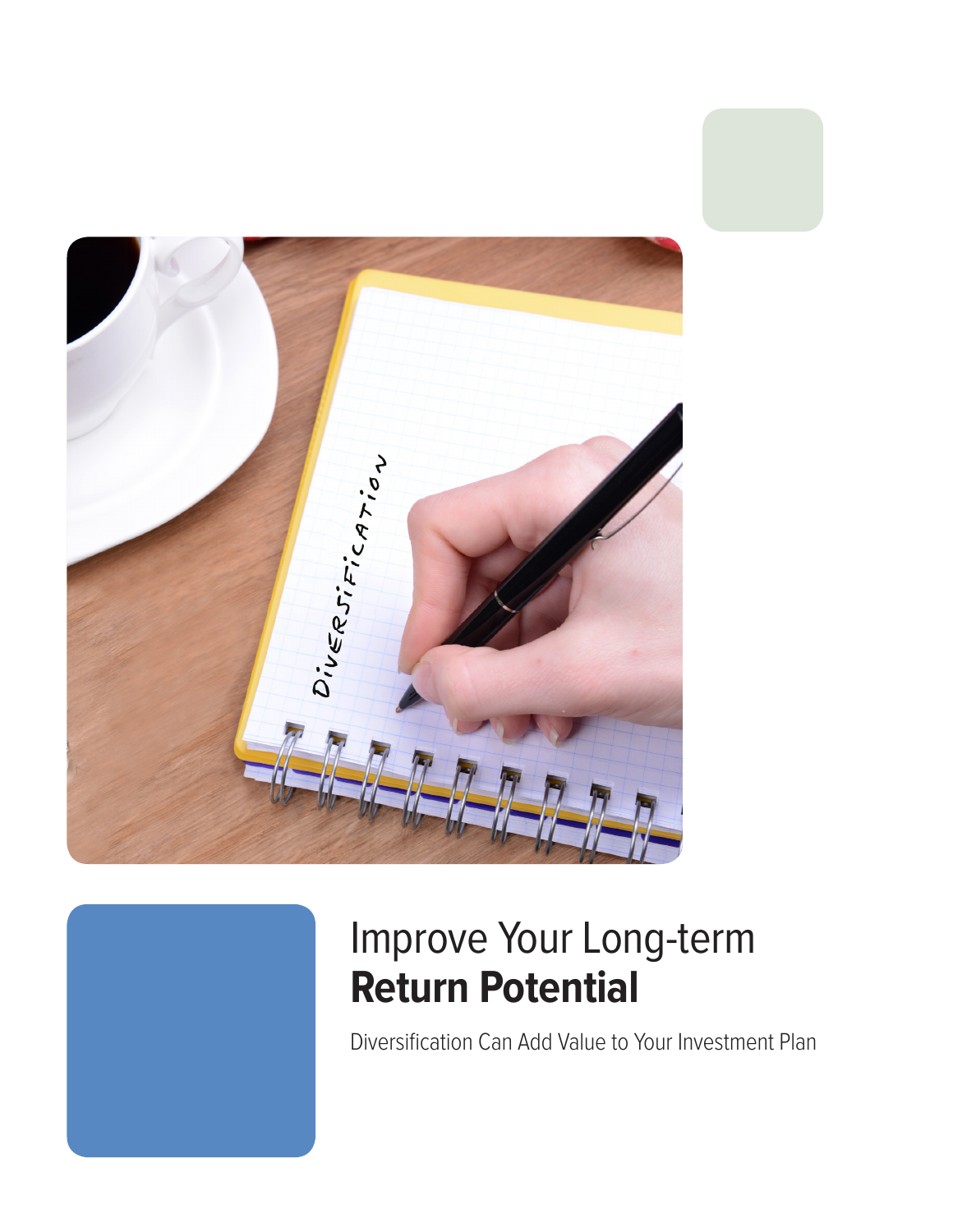# Improve Your Long-term **Return Potential**

Diversification Can Add Value to Your Investment Plan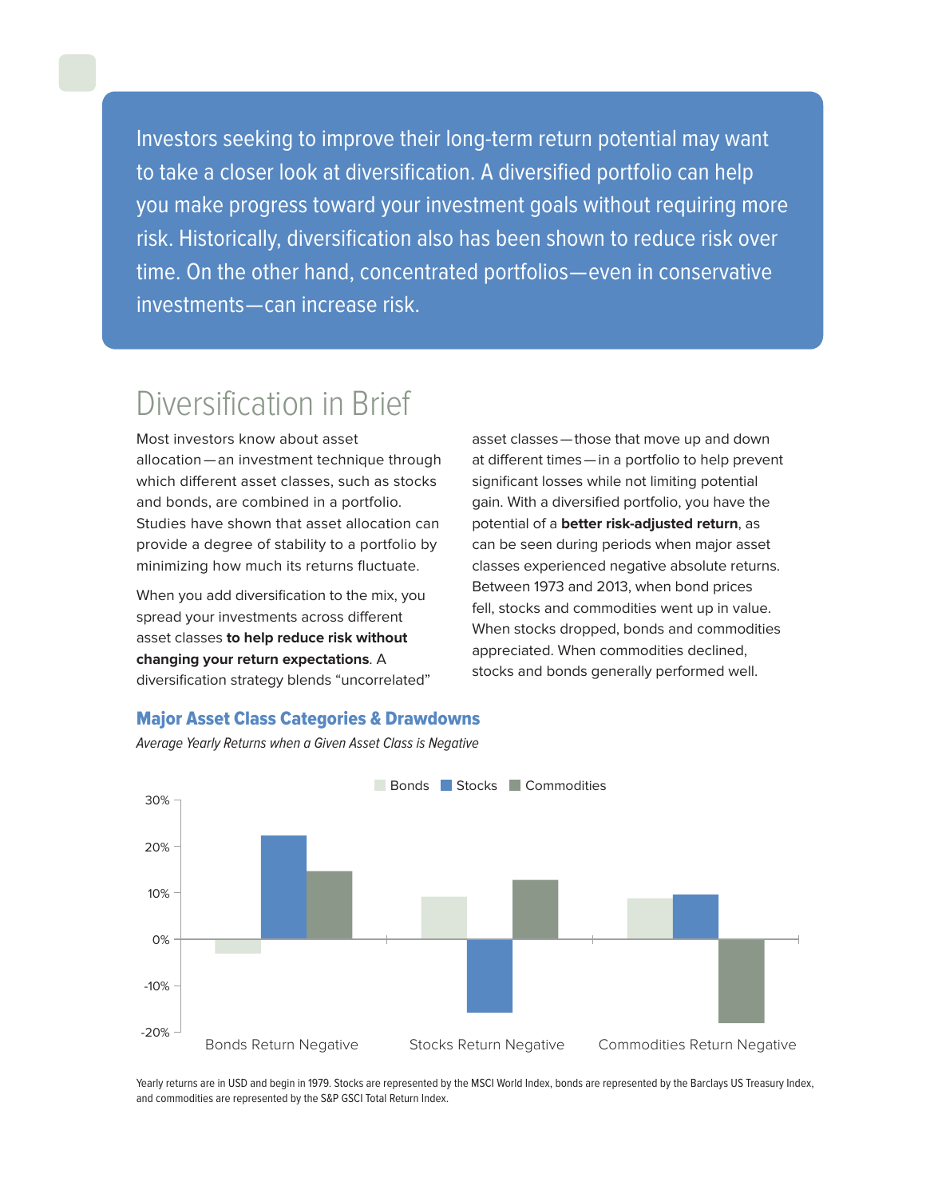Investors seeking to improve their long-term return potential may want to take a closer look at diversification. A diversified portfolio can help you make progress toward your investment goals without requiring more risk. Historically, diversification also has been shown to reduce risk over time. On the other hand, concentrated portfolios—even in conservative investments—can increase risk.

## Diversification in Brief

Most investors know about asset allocation—an investment technique through which different asset classes, such as stocks and bonds, are combined in a portfolio. Studies have shown that asset allocation can provide a degree of stability to a portfolio by minimizing how much its returns fluctuate.

When you add diversification to the mix, you spread your investments across different asset classes **to help reduce risk without changing your return expectations**. A diversification strategy blends "uncorrelated" asset classes—those that move up and down at different times—in a portfolio to help prevent significant losses while not limiting potential gain. With a diversified portfolio, you have the potential of a **better risk-adjusted return**, as can be seen during periods when major asset classes experienced negative absolute returns. Between 1973 and 2013, when bond prices fell, stocks and commodities went up in value. When stocks dropped, bonds and commodities appreciated. When commodities declined, stocks and bonds generally performed well.

### Major Asset Class Categories & Drawdowns

*Average Yearly Returns when a Given Asset Class is Negative*

Legend: Bonds, Stocks, Commodities

Y-axis: 30%, 20%, 10%, 0%, -10%, -20%

X-axis: Bonds Return Negative, Stocks Return Negative, Commodities Return Negative

Yearly returns are in USD and begin in 1979. Stocks are represented by the MSCI World Index, bonds are represented by the Barclays US Treasury Index, and commodities are represented by the S&P GSCI Total Return Index.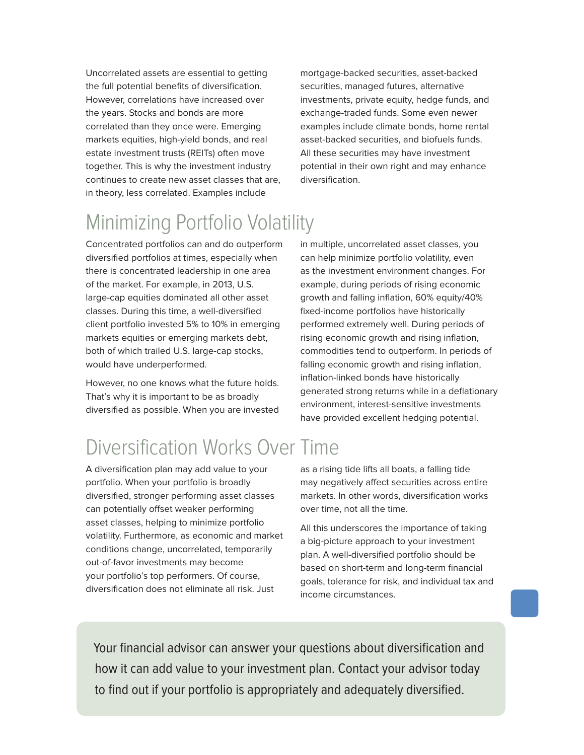Uncorrelated assets are essential to getting the full potential benefits of diversification. However, correlations have increased over the years. Stocks and bonds are more correlated than they once were. Emerging markets equities, high-yield bonds, and real estate investment trusts (REITs) often move together. This is why the investment industry continues to create new asset classes that are, in theory, less correlated. Examples include mortgage-backed securities, asset-backed securities, managed futures, alternative investments, private equity, hedge funds, and exchange-traded funds. Some even newer examples include climate bonds, home rental asset-backed securities, and biofuels funds. All these securities may have investment potential in their own right and may enhance diversification.

## Minimizing Portfolio Volatility

Concentrated portfolios can and do outperform diversified portfolios at times, especially when there is concentrated leadership in one area of the market. For example, in 2013, U.S. large-cap equities dominated all other asset classes. During this time, a well-diversified client portfolio invested 5% to 10% in emerging markets equities or emerging markets debt, both of which trailed U.S. large-cap stocks, would have underperformed.

However, no one knows what the future holds. That's why it is important to be as broadly diversified as possible. When you are invested in multiple, uncorrelated asset classes, you can help minimize portfolio volatility, even as the investment environment changes. For example, during periods of rising economic growth and falling inflation, 60% equity/40% fixed-income portfolios have historically performed extremely well. During periods of rising economic growth and rising inflation, commodities tend to outperform. In periods of falling economic growth and rising inflation, inflation-linked bonds have historically generated strong returns while in a deflationary environment, interest-sensitive investments have provided excellent hedging potential.

## Diversification Works Over Time

A diversification plan may add value to your portfolio. When your portfolio is broadly diversified, stronger performing asset classes can potentially offset weaker performing asset classes, helping to minimize portfolio volatility. Furthermore, as economic and market conditions change, uncorrelated, temporarily out-of-favor investments may become your portfolio's top performers. Of course, diversification does not eliminate all risk. Just as a rising tide lifts all boats, a falling tide may negatively affect securities across entire markets. In other words, diversification works over time, not all the time.

All this underscores the importance of taking a big-picture approach to your investment plan. A well-diversified portfolio should be based on short-term and long-term financial goals, tolerance for risk, and individual tax and income circumstances.

Your financial advisor can answer your questions about diversification and how it can add value to your investment plan. Contact your advisor today to find out if your portfolio is appropriately and adequately diversified.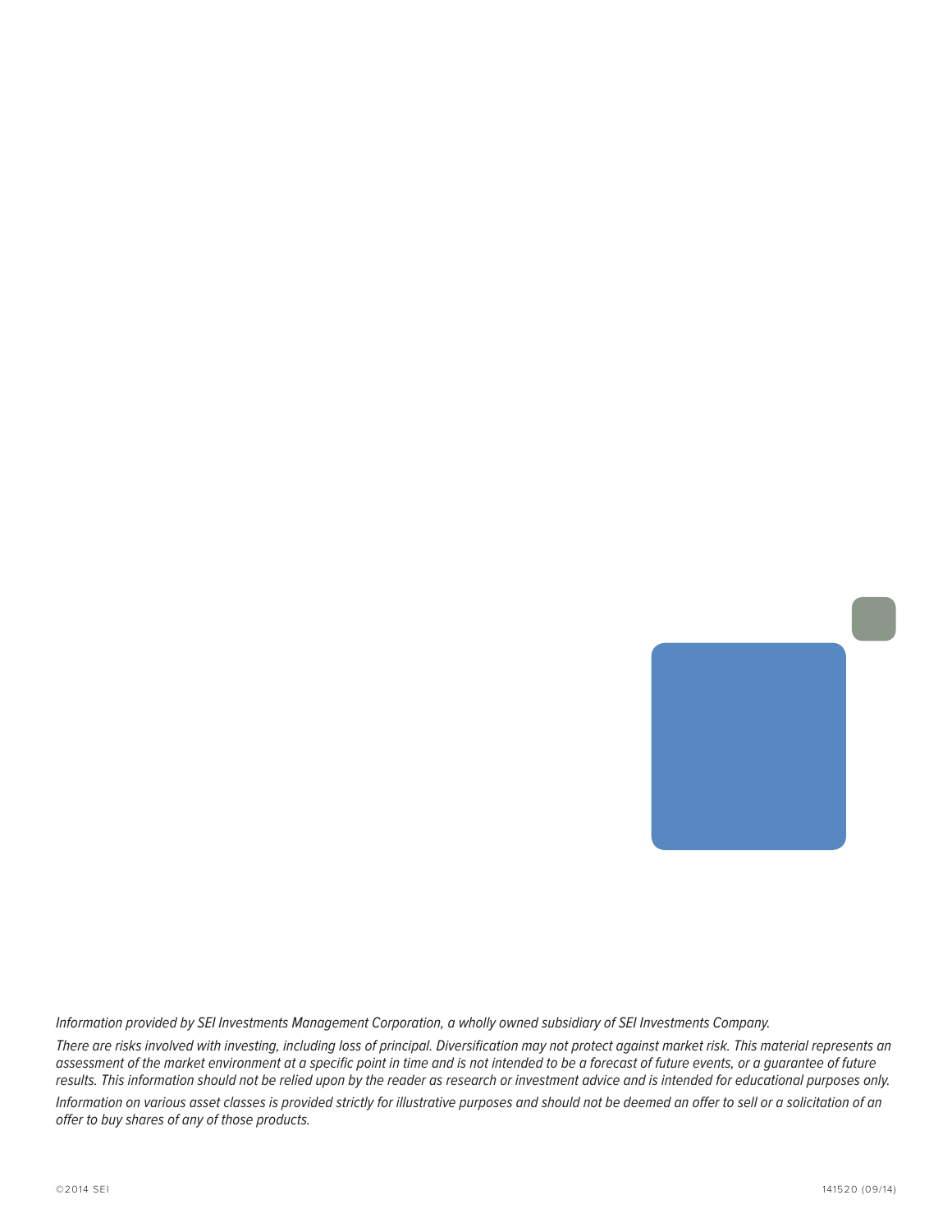*Information provided by SEI Investments Management Corporation, a wholly owned subsidiary of SEI Investments Company.*

*There are risks involved with investing, including loss of principal. Diversification may not protect against market risk. This material represents an assessment of the market environment at a specific point in time and is not intended to be a forecast of future events, or a guarantee of future results. This information should not be relied upon by the reader as research or investment advice and is intended for educational purposes only.*

*Information on various asset classes is provided strictly for illustrative purposes and should not be deemed an offer to sell or a solicitation of an offer to buy shares of any of those products.*

©2014 SEI

141520 (09/14)